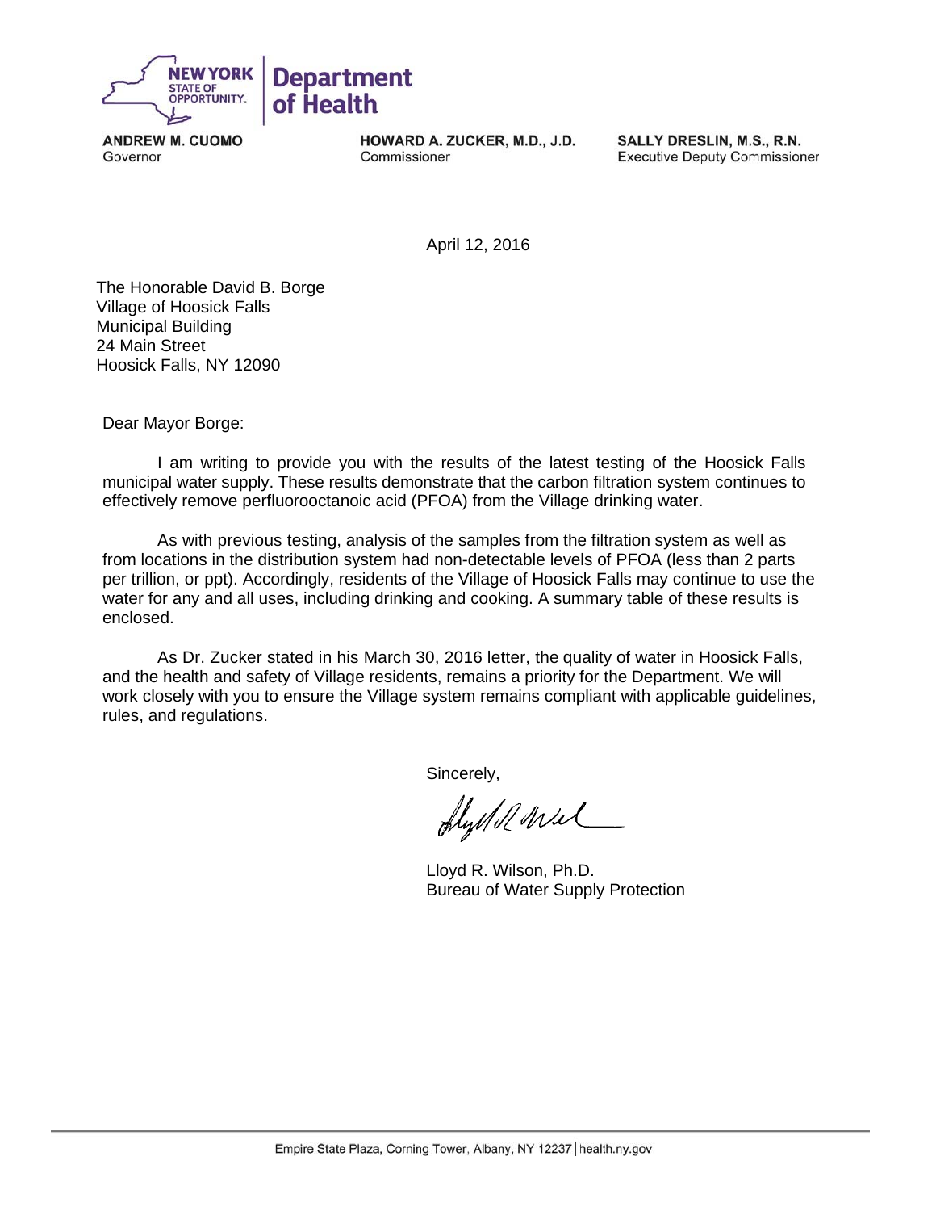**NEW YORK** STATE OF OPPORTUNITY. | **Department of Health**

**ANDREW M. CUOMO**
Governor

**HOWARD A. ZUCKER, M.D., J.D.**
Commissioner

**SALLY DRESLIN, M.S., R.N.**
Executive Deputy Commissioner

April 12, 2016

The Honorable David B. Borge
Village of Hoosick Falls
Municipal Building
24 Main Street
Hoosick Falls, NY 12090

Dear Mayor Borge:

I am writing to provide you with the results of the latest testing of the Hoosick Falls municipal water supply. These results demonstrate that the carbon filtration system continues to effectively remove perfluorooctanoic acid (PFOA) from the Village drinking water.

As with previous testing, analysis of the samples from the filtration system as well as from locations in the distribution system had non-detectable levels of PFOA (less than 2 parts per trillion, or ppt). Accordingly, residents of the Village of Hoosick Falls may continue to use the water for any and all uses, including drinking and cooking. A summary table of these results is enclosed.

As Dr. Zucker stated in his March 30, 2016 letter, the quality of water in Hoosick Falls, and the health and safety of Village residents, remains a priority for the Department. We will work closely with you to ensure the Village system remains compliant with applicable guidelines, rules, and regulations.

Sincerely,

Lloyd R. Wilson, Ph.D.
Bureau of Water Supply Protection

Empire State Plaza, Corning Tower, Albany, NY 12237 | health.ny.gov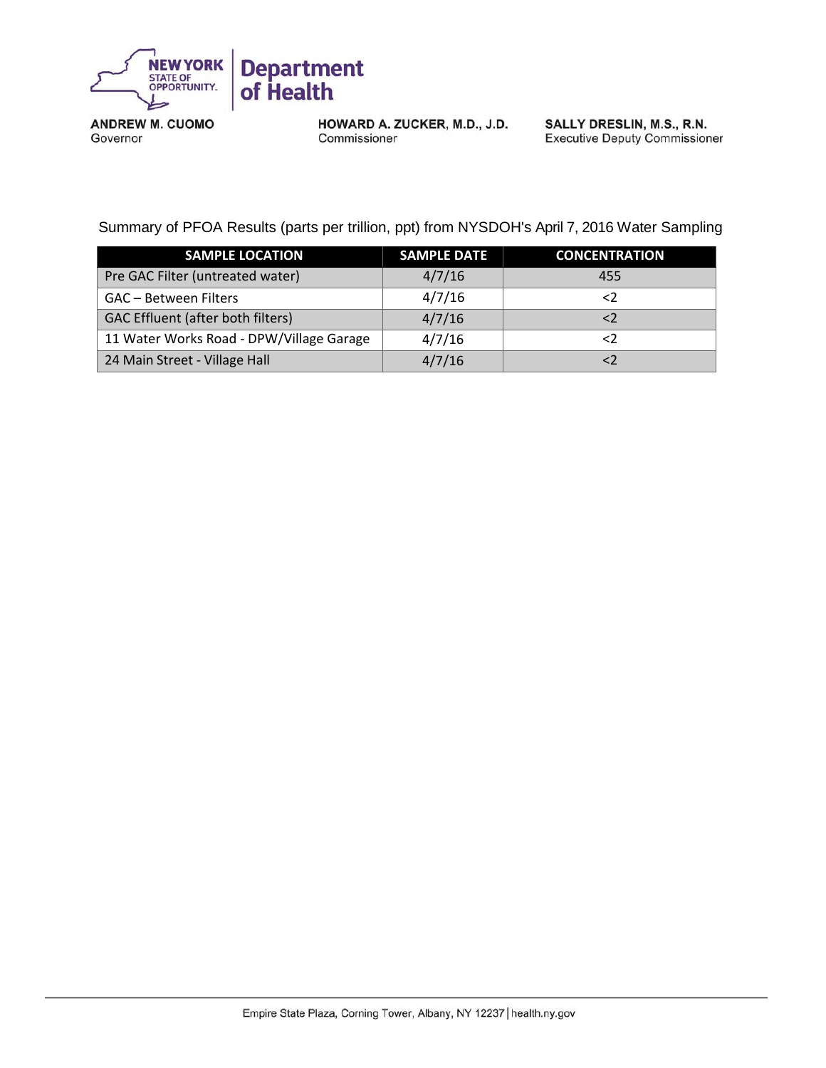**NEW YORK STATE OF OPPORTUNITY. | Department of Health**

**ANDREW M. CUOMO**
Governor

**HOWARD A. ZUCKER, M.D., J.D.**
Commissioner

**SALLY DRESLIN, M.S., R.N.**
Executive Deputy Commissioner

Summary of PFOA Results (parts per trillion, ppt) from NYSDOH's April 7, 2016 Water Sampling

| SAMPLE LOCATION | SAMPLE DATE | CONCENTRATION |
| --- | --- | --- |
| Pre GAC Filter (untreated water) | 4/7/16 | 455 |
| GAC – Between Filters | 4/7/16 | <2 |
| GAC Effluent (after both filters) | 4/7/16 | <2 |
| 11 Water Works Road - DPW/Village Garage | 4/7/16 | <2 |
| 24 Main Street - Village Hall | 4/7/16 | <2 |

Empire State Plaza, Corning Tower, Albany, NY 12237 | health.ny.gov